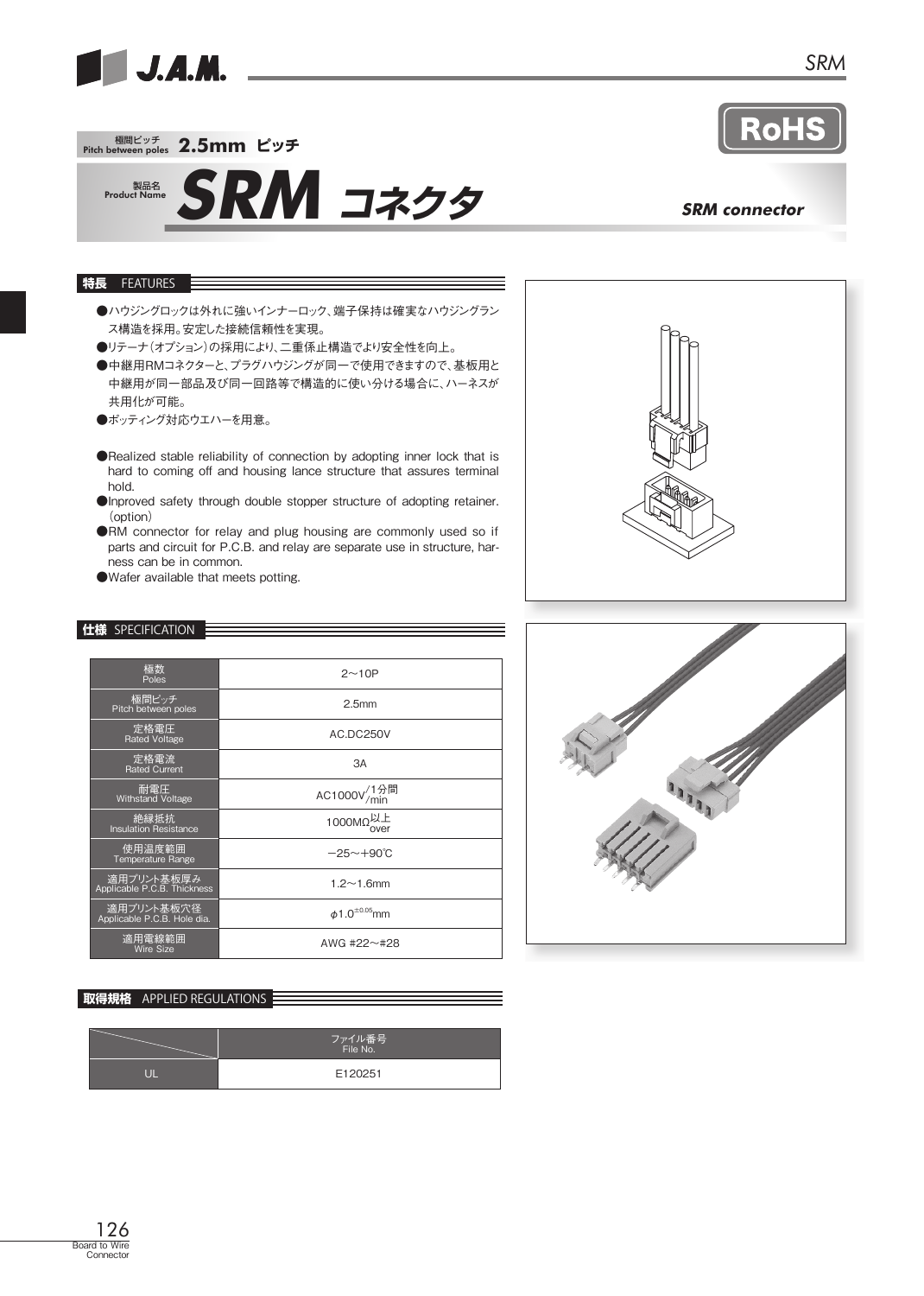極間ピッチ Pitch between poles **2.5mm ピッチ**

製品名 Product Name

# SRM コネクタ

***SRM connector***

RoHS

## 特長 FEATURES

- ハウジングロックは外れに強いインナーロック、端子保持は確実なハウジングランス構造を採用。安定した接続信頼性を実現。
- リテーナ（オプション）の採用により、二重係止構造でより安全性を向上。
- 中継用RMコネクターと、プラグハウジングが同一で使用できますので、基板用と中継用が同一部品及び同一回路等で構造的に使い分ける場合に、ハーネスが共用化が可能。
- ポッティング対応ウエハーを用意。

- Realized stable reliability of connection by adopting inner lock that is hard to coming off and housing lance structure that assures terminal hold.
- Inproved safety through double stopper structure of adopting retainer.（option）
- RM connector for relay and plug housing are commonly used so if parts and circuit for P.C.B. and relay are separate use in structure, harness can be in common.
- Wafer available that meets potting.

## 仕様 SPECIFICATION

| 項目 | 仕様 |
|---|---|
| 極数 Poles | 2〜10P |
| 極間ピッチ Pitch between poles | 2.5mm |
| 定格電圧 Rated Voltage | AC.DC250V |
| 定格電流 Rated Current | 3A |
| 耐電圧 Withstand Voltage | AC1000V/1分間 /min |
| 絶縁抵抗 Insulation Resistance | 1000MΩ以上 over |
| 使用温度範囲 Temperature Range | −25〜+90℃ |
| 適用プリント基板厚み Applicable P.C.B. Thickness | 1.2〜1.6mm |
| 適用プリント基板穴径 Applicable P.C.B. Hole dia. | $\phi 1.0^{\pm 0.05}$mm |
| 適用電線範囲 Wire Size | AWG #22〜#28 |

## 取得規格 APPLIED REGULATIONS

| | ファイル番号 File No. |
|---|---|
| UL | E120251 |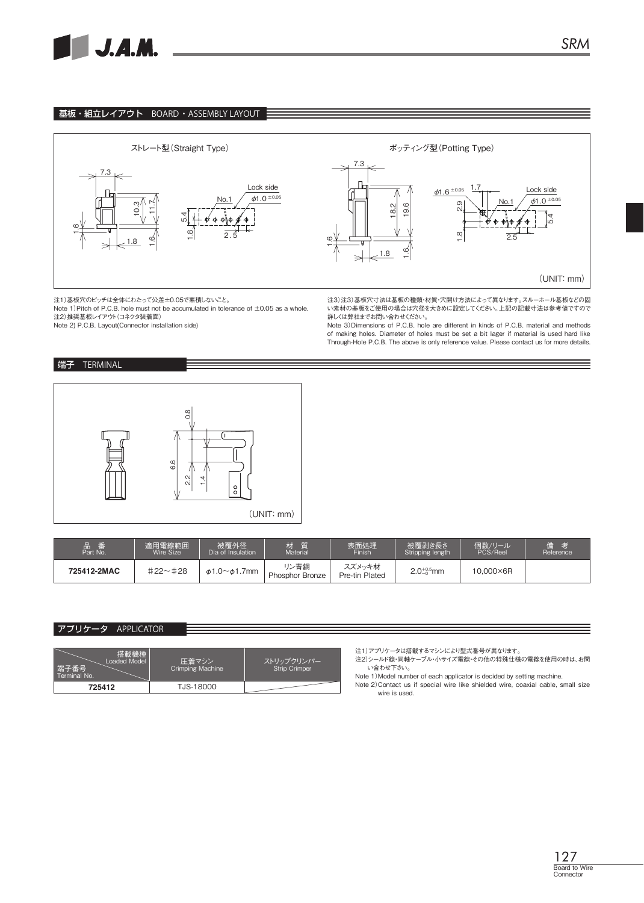## 基板・組立レイアウト BOARD・ASSEMBLY LAYOUT

ストレート型（Straight Type）

ボッティング型（Potting Type）

（UNIT: mm）

注1）基板穴のピッチは全体にわたって公差±0.05で累積しないこと。
Note 1) Pitch of P.C.B. hole must not be accumulated in tolerance of ±0.05 as a whole.
注2）推奨基板レイアウト(コネクタ装着面)
Note 2) P.C.B. Layout(Connector installation side)

注3）注3）基板穴寸法は基板の種類・材質・穴開け方法によって異なります。スルーホール基板などの固い素材の基板をご使用の場合は穴径を大きめに設定してください。上記の記載寸法は参考値ですので詳しくは弊社までお問い合わせください。
Note 3) Dimensions of P.C.B. hole are different in kinds of P.C.B. material and methods of making holes. Diameter of holes must be set a bit lager if material is used hard like Through-Hole P.C.B. The above is only reference value. Please contact us for more details.

## 端子 TERMINAL

（UNIT: mm）

| 品 番 Part No. | 適用電線範囲 Wire Size | 被覆外径 Dia of Insulation | 材 質 Material | 表面処理 Finish | 被覆剥き長さ Stripping length | 個数/リール PCS/Reel | 備 考 Reference |
|---|---|---|---|---|---|---|---|
| **725412-2MAC** | ＃22～＃28 | $\phi$1.0～$\phi$1.7mm | リン青銅 Phosphor Bronze | スズメッキ材 Pre-tin Plated | $2.0^{+0.5}_{-0}$mm | 10,000×6R | |

## アプリケータ APPLICATOR

| 端子番号 Terminal No. ＼ 搭載機種 Loaded Model | 圧着マシン Crimping Machine | ストリップクリンパー Strip Crimper |
|---|---|---|
| **725412** | TJS-18000 | |

注1）アプリケータは搭載するマシンにより型式番号が異なります。
注2）シールド線・同軸ケーブル・小サイズ電線・その他の特殊仕様の電線を使用の時は、お問い合わせ下さい。
Note 1) Model number of each applicator is decided by setting machine.
Note 2) Contact us if special wire like shielded wire, coaxial cable, small size wire is used.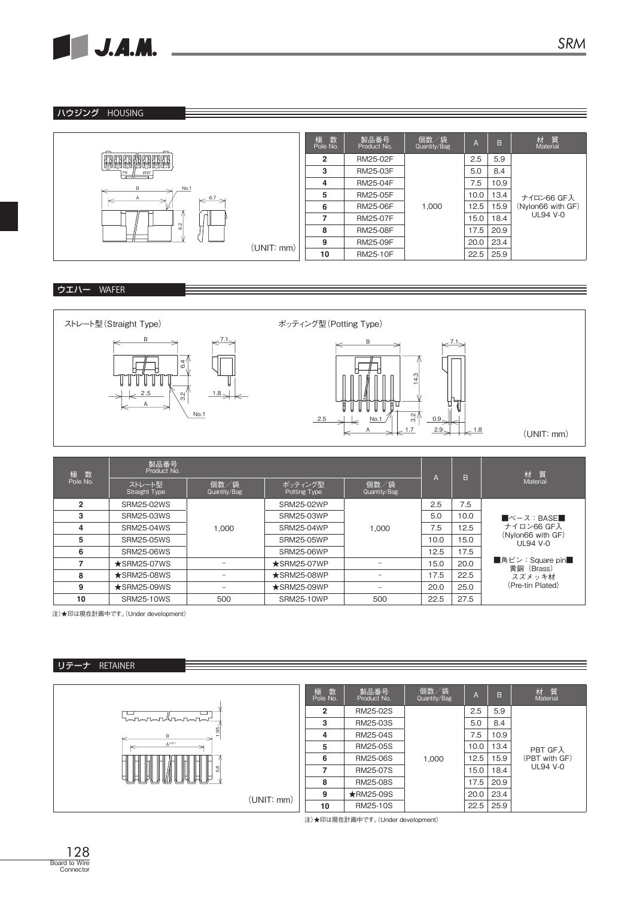## ハウジング　HOUSING

（UNIT: mm）

| 極　数 Pole No. | 製品番号 Product No. | 個数／袋 Quantity/Bag | A | B | 材　質 Material |
|---|---|---|---|---|---|
| 2 | RM25-02F | 1,000 | 2.5 | 5.9 | ナイロン66 GF入 (Nylon66 with GF) UL94 V-0 |
| 3 | RM25-03F | | 5.0 | 8.4 | |
| 4 | RM25-04F | | 7.5 | 10.9 | |
| 5 | RM25-05F | | 10.0 | 13.4 | |
| 6 | RM25-06F | | 12.5 | 15.9 | |
| 7 | RM25-07F | | 15.0 | 18.4 | |
| 8 | RM25-08F | | 17.5 | 20.9 | |
| 9 | RM25-09F | | 20.0 | 23.4 | |
| 10 | RM25-10F | | 22.5 | 25.9 | |

## ウエハー　WAFER

ストレート型（Straight Type）

ポッティング型（Potting Type）

（UNIT: mm）

| 極　数 Pole No. | 製品番号 Product No. | | | | A | B | 材　質 Material |
|---|---|---|---|---|---|---|---|
| | ストレート型 Straight Type | 個数／袋 Quantity/Bag | ポッティング型 Potting Type | 個数／袋 Quantity/Bag | | | |
| 2 | SRM25-02WS | 1,000 | SRM25-02WP | 1,000 | 2.5 | 7.5 | ■ベース：BASE■ ナイロン66 GF入 (Nylon66 with GF) UL94 V-0 ■角ピン：Square pin■ 黄銅（Brass） スズメッキ材 (Pre-tin Plated) |
| 3 | SRM25-03WS | | SRM25-03WP | | 5.0 | 10.0 | |
| 4 | SRM25-04WS | | SRM25-04WP | | 7.5 | 12.5 | |
| 5 | SRM25-05WS | | SRM25-05WP | | 10.0 | 15.0 | |
| 6 | SRM25-06WS | | SRM25-06WP | | 12.5 | 17.5 | |
| 7 | ★SRM25-07WS | － | ★SRM25-07WP | － | 15.0 | 20.0 | |
| 8 | ★SRM25-08WS | － | ★SRM25-08WP | － | 17.5 | 22.5 | |
| 9 | ★SRM25-09WS | － | ★SRM25-09WP | － | 20.0 | 25.0 | |
| 10 | SRM25-10WS | 500 | SRM25-10WP | 500 | 22.5 | 27.5 | |

注）★印は現在計画中です。(Under development)

## リテーナ　RETAINER

（UNIT: mm）

| 極　数 Pole No. | 製品番号 Product No. | 個数／袋 Quantity/Bag | A | B | 材　質 Material |
|---|---|---|---|---|---|
| 2 | RM25-02S | 1,000 | 2.5 | 5.9 | PBT GF入 (PBT with GF) UL94 V-0 |
| 3 | RM25-03S | | 5.0 | 8.4 | |
| 4 | RM25-04S | | 7.5 | 10.9 | |
| 5 | RM25-05S | | 10.0 | 13.4 | |
| 6 | RM25-06S | | 12.5 | 15.9 | |
| 7 | RM25-07S | | 15.0 | 18.4 | |
| 8 | RM25-08S | | 17.5 | 20.9 | |
| 9 | ★RM25-09S | | 20.0 | 23.4 | |
| 10 | RM25-10S | | 22.5 | 25.9 | |

注）★印は現在計画中です。(Under development)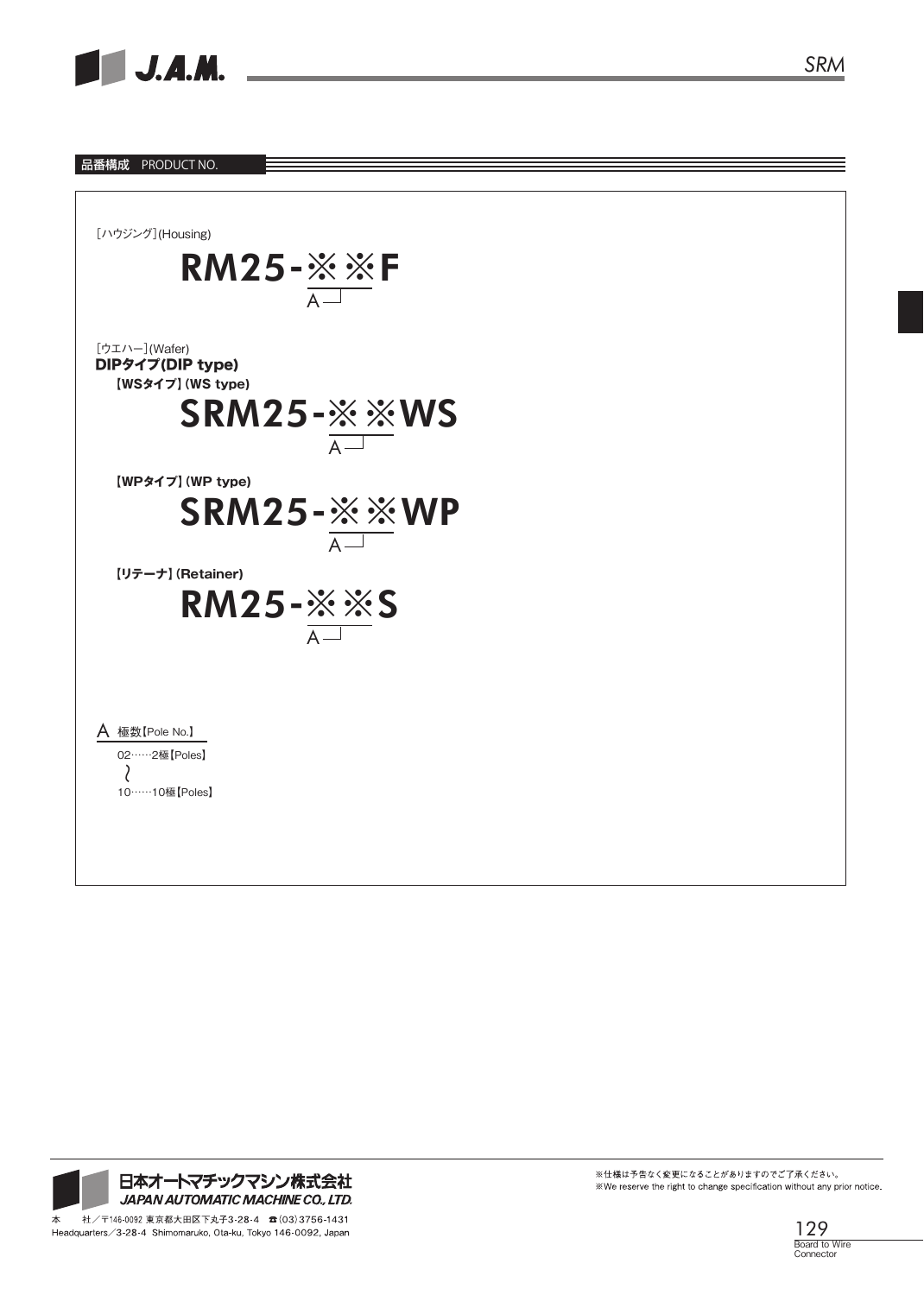## 品番構成 PRODUCT NO.

［ハウジング］(Housing)

**RM25-※※F**

A

［ウエハー］(Wafer)

**DIPタイプ(DIP type)**

**【WSタイプ】(WS type)**

**SRM25-※※WS**

A

**【WPタイプ】(WP type)**

**SRM25-※※WP**

A

**【リテーナ】(Retainer)**

**RM25-※※S**

A

A 極数【Pole No.】

02……2極【Poles】

≀

10……10極【Poles】

日本オートマチックマシン株式会社
JAPAN AUTOMATIC MACHINE CO., LTD.

本 社／〒146-0092 東京都大田区下丸子3-28-4 ☎(03)3756-1431
Headquarters／3-28-4 Shimomaruko, Ota-ku, Tokyo 146-0092, Japan

※仕様は予告なく変更になることがありますのでご了承ください。
※We reserve the right to change specification without any prior notice.